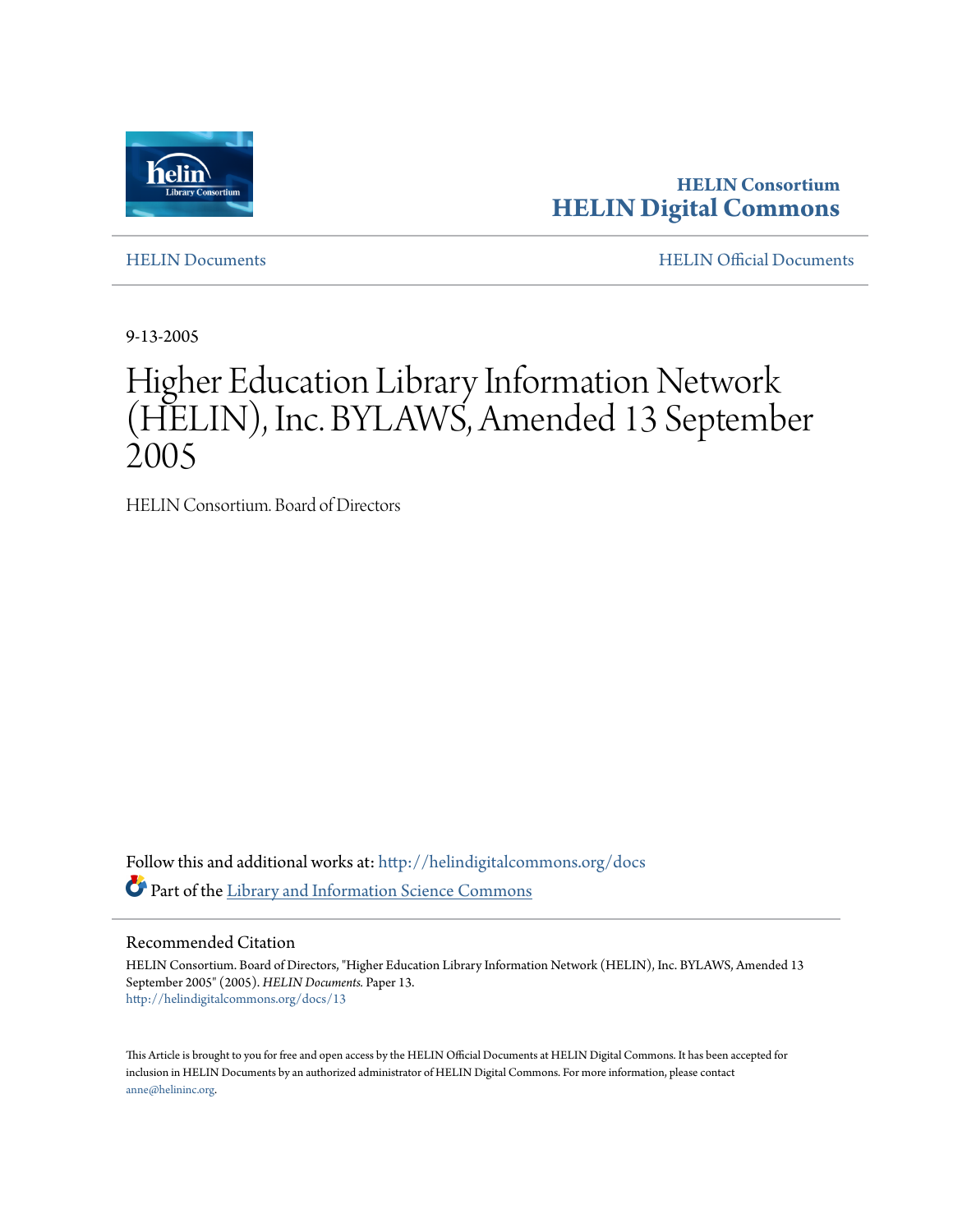HELIN Consortium
**HELIN Digital Commons**

HELIN Documents | HELIN Official Documents

9-13-2005

# Higher Education Library Information Network (HELIN), Inc. BYLAWS, Amended 13 September 2005

HELIN Consortium. Board of Directors

Follow this and additional works at: http://helindigitalcommons.org/docs

Part of the Library and Information Science Commons

## Recommended Citation

HELIN Consortium. Board of Directors, "Higher Education Library Information Network (HELIN), Inc. BYLAWS, Amended 13 September 2005" (2005). *HELIN Documents.* Paper 13.
http://helindigitalcommons.org/docs/13

This Article is brought to you for free and open access by the HELIN Official Documents at HELIN Digital Commons. It has been accepted for inclusion in HELIN Documents by an authorized administrator of HELIN Digital Commons. For more information, please contact anne@helininc.org.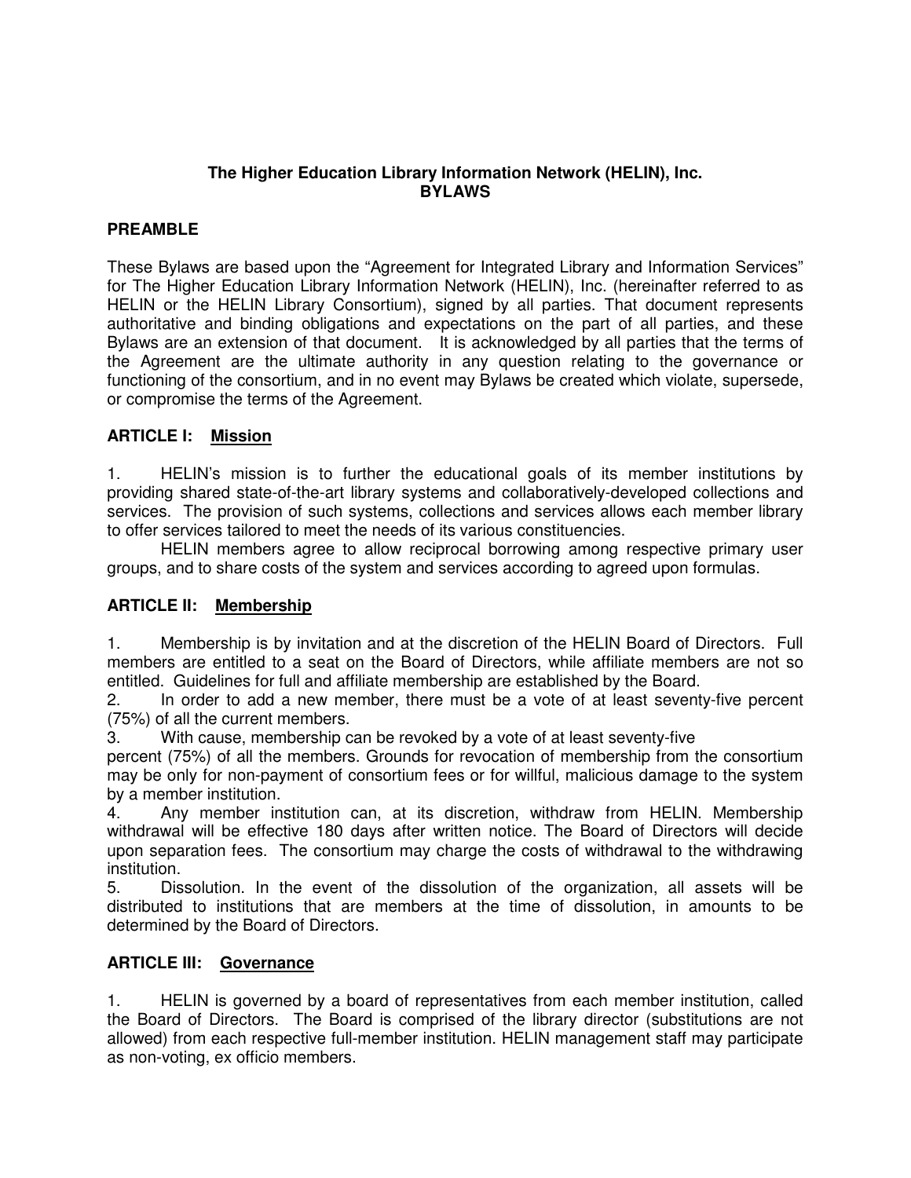**The Higher Education Library Information Network (HELIN), Inc.**
**BYLAWS**

## PREAMBLE

These Bylaws are based upon the "Agreement for Integrated Library and Information Services" for The Higher Education Library Information Network (HELIN), Inc. (hereinafter referred to as HELIN or the HELIN Library Consortium), signed by all parties. That document represents authoritative and binding obligations and expectations on the part of all parties, and these Bylaws are an extension of that document. It is acknowledged by all parties that the terms of the Agreement are the ultimate authority in any question relating to the governance or functioning of the consortium, and in no event may Bylaws be created which violate, supersede, or compromise the terms of the Agreement.

## ARTICLE I: Mission

1. HELIN's mission is to further the educational goals of its member institutions by providing shared state-of-the-art library systems and collaboratively-developed collections and services. The provision of such systems, collections and services allows each member library to offer services tailored to meet the needs of its various constituencies.

   HELIN members agree to allow reciprocal borrowing among respective primary user groups, and to share costs of the system and services according to agreed upon formulas.

## ARTICLE II: Membership

1. Membership is by invitation and at the discretion of the HELIN Board of Directors. Full members are entitled to a seat on the Board of Directors, while affiliate members are not so entitled. Guidelines for full and affiliate membership are established by the Board.
2. In order to add a new member, there must be a vote of at least seventy-five percent (75%) of all the current members.
3. With cause, membership can be revoked by a vote of at least seventy-five percent (75%) of all the members. Grounds for revocation of membership from the consortium may be only for non-payment of consortium fees or for willful, malicious damage to the system by a member institution.
4. Any member institution can, at its discretion, withdraw from HELIN. Membership withdrawal will be effective 180 days after written notice. The Board of Directors will decide upon separation fees. The consortium may charge the costs of withdrawal to the withdrawing institution.
5. Dissolution. In the event of the dissolution of the organization, all assets will be distributed to institutions that are members at the time of dissolution, in amounts to be determined by the Board of Directors.

## ARTICLE III: Governance

1. HELIN is governed by a board of representatives from each member institution, called the Board of Directors. The Board is comprised of the library director (substitutions are not allowed) from each respective full-member institution. HELIN management staff may participate as non-voting, ex officio members.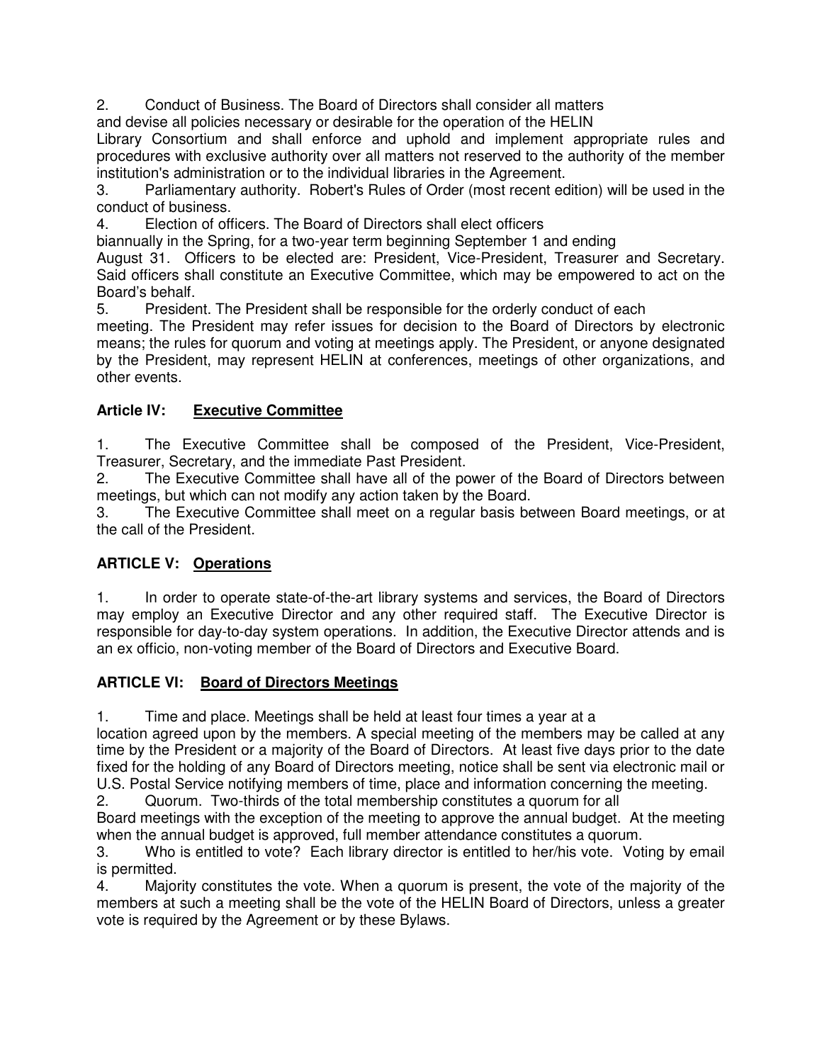2. Conduct of Business. The Board of Directors shall consider all matters and devise all policies necessary or desirable for the operation of the HELIN Library Consortium and shall enforce and uphold and implement appropriate rules and procedures with exclusive authority over all matters not reserved to the authority of the member institution's administration or to the individual libraries in the Agreement.

3. Parliamentary authority. Robert's Rules of Order (most recent edition) will be used in the conduct of business.

4. Election of officers. The Board of Directors shall elect officers biannually in the Spring, for a two-year term beginning September 1 and ending August 31. Officers to be elected are: President, Vice-President, Treasurer and Secretary. Said officers shall constitute an Executive Committee, which may be empowered to act on the Board's behalf.

5. President. The President shall be responsible for the orderly conduct of each meeting. The President may refer issues for decision to the Board of Directors by electronic means; the rules for quorum and voting at meetings apply. The President, or anyone designated by the President, may represent HELIN at conferences, meetings of other organizations, and other events.

## Article IV: Executive Committee

1. The Executive Committee shall be composed of the President, Vice-President, Treasurer, Secretary, and the immediate Past President.

2. The Executive Committee shall have all of the power of the Board of Directors between meetings, but which can not modify any action taken by the Board.

3. The Executive Committee shall meet on a regular basis between Board meetings, or at the call of the President.

## ARTICLE V: Operations

1. In order to operate state-of-the-art library systems and services, the Board of Directors may employ an Executive Director and any other required staff. The Executive Director is responsible for day-to-day system operations. In addition, the Executive Director attends and is an ex officio, non-voting member of the Board of Directors and Executive Board.

## ARTICLE VI: Board of Directors Meetings

1. Time and place. Meetings shall be held at least four times a year at a location agreed upon by the members. A special meeting of the members may be called at any time by the President or a majority of the Board of Directors. At least five days prior to the date fixed for the holding of any Board of Directors meeting, notice shall be sent via electronic mail or U.S. Postal Service notifying members of time, place and information concerning the meeting.

2. Quorum. Two-thirds of the total membership constitutes a quorum for all Board meetings with the exception of the meeting to approve the annual budget. At the meeting when the annual budget is approved, full member attendance constitutes a quorum.

3. Who is entitled to vote? Each library director is entitled to her/his vote. Voting by email is permitted.

4. Majority constitutes the vote. When a quorum is present, the vote of the majority of the members at such a meeting shall be the vote of the HELIN Board of Directors, unless a greater vote is required by the Agreement or by these Bylaws.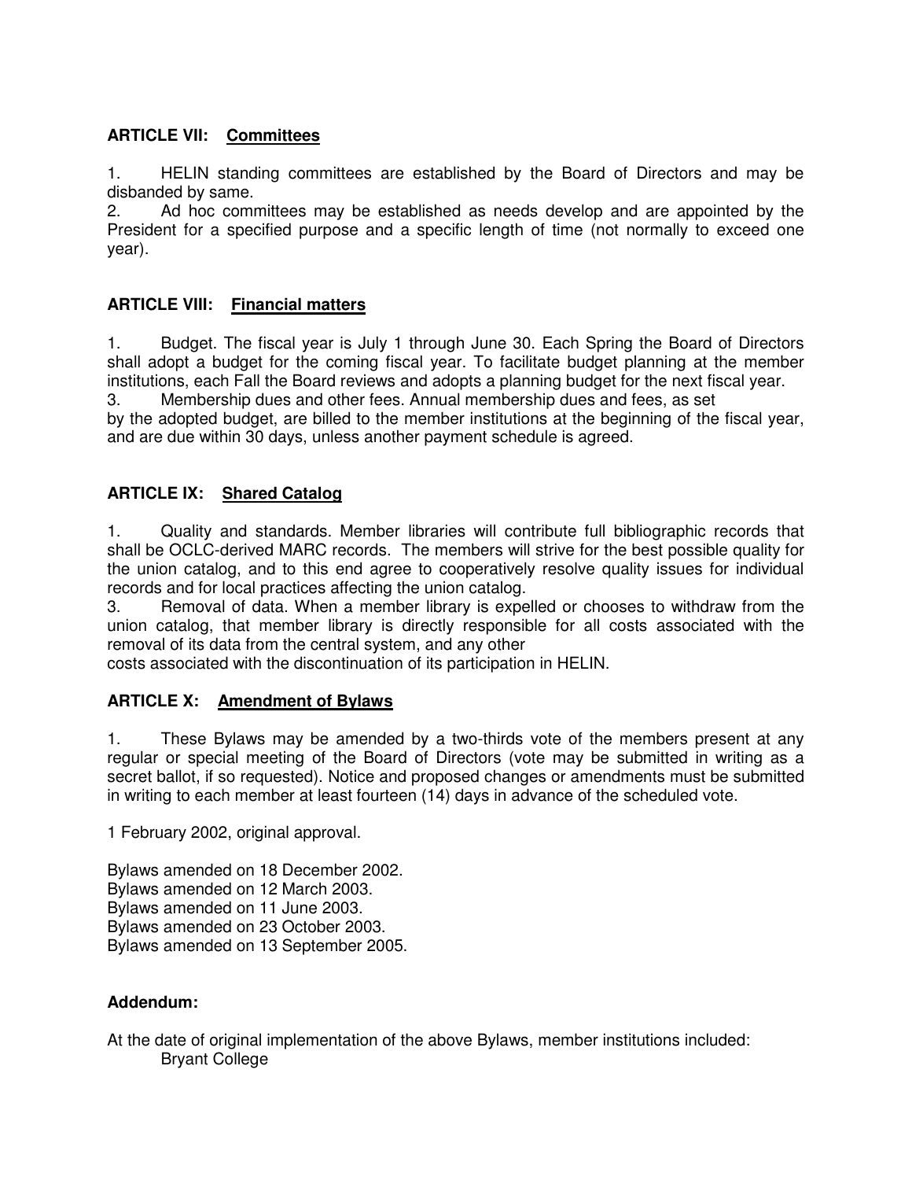## ARTICLE VII: Committees

1. HELIN standing committees are established by the Board of Directors and may be disbanded by same.
2. Ad hoc committees may be established as needs develop and are appointed by the President for a specified purpose and a specific length of time (not normally to exceed one year).

## ARTICLE VIII: Financial matters

1. Budget. The fiscal year is July 1 through June 30. Each Spring the Board of Directors shall adopt a budget for the coming fiscal year. To facilitate budget planning at the member institutions, each Fall the Board reviews and adopts a planning budget for the next fiscal year.
3. Membership dues and other fees. Annual membership dues and fees, as set by the adopted budget, are billed to the member institutions at the beginning of the fiscal year, and are due within 30 days, unless another payment schedule is agreed.

## ARTICLE IX: Shared Catalog

1. Quality and standards. Member libraries will contribute full bibliographic records that shall be OCLC-derived MARC records. The members will strive for the best possible quality for the union catalog, and to this end agree to cooperatively resolve quality issues for individual records and for local practices affecting the union catalog.
3. Removal of data. When a member library is expelled or chooses to withdraw from the union catalog, that member library is directly responsible for all costs associated with the removal of its data from the central system, and any other costs associated with the discontinuation of its participation in HELIN.

## ARTICLE X: Amendment of Bylaws

1. These Bylaws may be amended by a two-thirds vote of the members present at any regular or special meeting of the Board of Directors (vote may be submitted in writing as a secret ballot, if so requested). Notice and proposed changes or amendments must be submitted in writing to each member at least fourteen (14) days in advance of the scheduled vote.

1 February 2002, original approval.

Bylaws amended on 18 December 2002.
Bylaws amended on 12 March 2003.
Bylaws amended on 11 June 2003.
Bylaws amended on 23 October 2003.
Bylaws amended on 13 September 2005.

**Addendum:**

At the date of original implementation of the above Bylaws, member institutions included:

Bryant College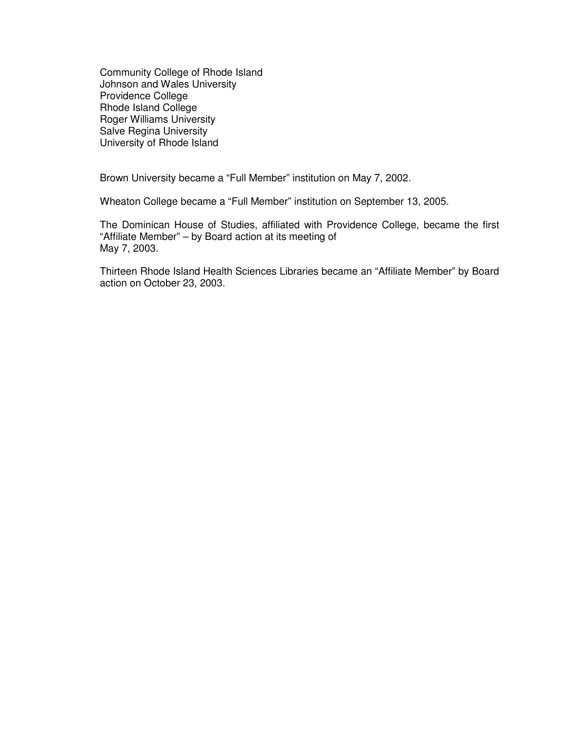Community College of Rhode Island
Johnson and Wales University
Providence College
Rhode Island College
Roger Williams University
Salve Regina University
University of Rhode Island

Brown University became a "Full Member" institution on May 7, 2002.

Wheaton College became a "Full Member" institution on September 13, 2005.

The Dominican House of Studies, affiliated with Providence College, became the first "Affiliate Member" – by Board action at its meeting of May 7, 2003.

Thirteen Rhode Island Health Sciences Libraries became an "Affiliate Member" by Board action on October 23, 2003.